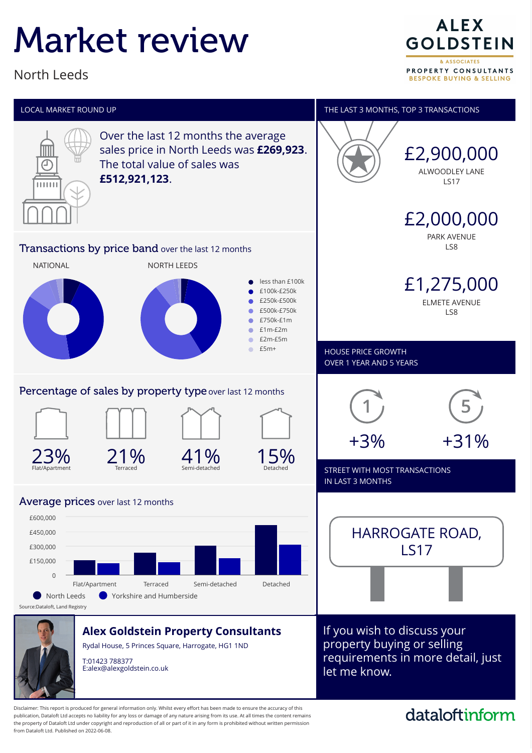# Market review

North Leeds

ALEX GOLDSTEIN
& ASSOCIATES
PROPERTY CONSULTANTS
BESPOKE BUYING & SELLING

## LOCAL MARKET ROUND UP

Over the last 12 months the average sales price in North Leeds was **£269,923**. The total value of sales was **£512,921,123**.

## Transactions by price band over the last 12 months

NATIONAL

NORTH LEEDS

- less than £100k
- £100k-£250k
- £250k-£500k
- £500k-£750k
- £750k-£1m
- £1m-£2m
- £2m-£5m
- £5m+

## Percentage of sales by property type over last 12 months

| Flat/Apartment | Terraced | Semi-detached | Detached |
| --- | --- | --- | --- |
| 23% | 21% | 41% | 15% |

## Average prices over last 12 months

£600,000
£450,000
£300,000
£150,000
0

Flat/Apartment, Terraced, Semi-detached, Detached

North Leeds, Yorkshire and Humberside

Source:Dataloft, Land Registry

## THE LAST 3 MONTHS, TOP 3 TRANSACTIONS

**£2,900,000**
ALWOODLEY LANE
LS17

**£2,000,000**
PARK AVENUE
LS8

**£1,275,000**
ELMETE AVENUE
LS8

## HOUSE PRICE GROWTH OVER 1 YEAR AND 5 YEARS

| 1 | 5 |
| --- | --- |
| +3% | +31% |

## STREET WITH MOST TRANSACTIONS IN LAST 3 MONTHS

HARROGATE ROAD, LS17

### Alex Goldstein Property Consultants

Rydal House, 5 Princes Square, Harrogate, HG1 1ND

T:01423 788377
E:alex@alexgoldstein.co.uk

If you wish to discuss your property buying or selling requirements in more detail, just let me know.

Disclaimer: This report is produced for general information only. Whilst every effort has been made to ensure the accuracy of this publication, Dataloft Ltd accepts no liability for any loss or damage of any nature arising from its use. At all times the content remains the property of Dataloft Ltd under copyright and reproduction of all or part of it in any form is prohibited without written permission from Dataloft Ltd. Published on 2022-06-08.

dataloftinform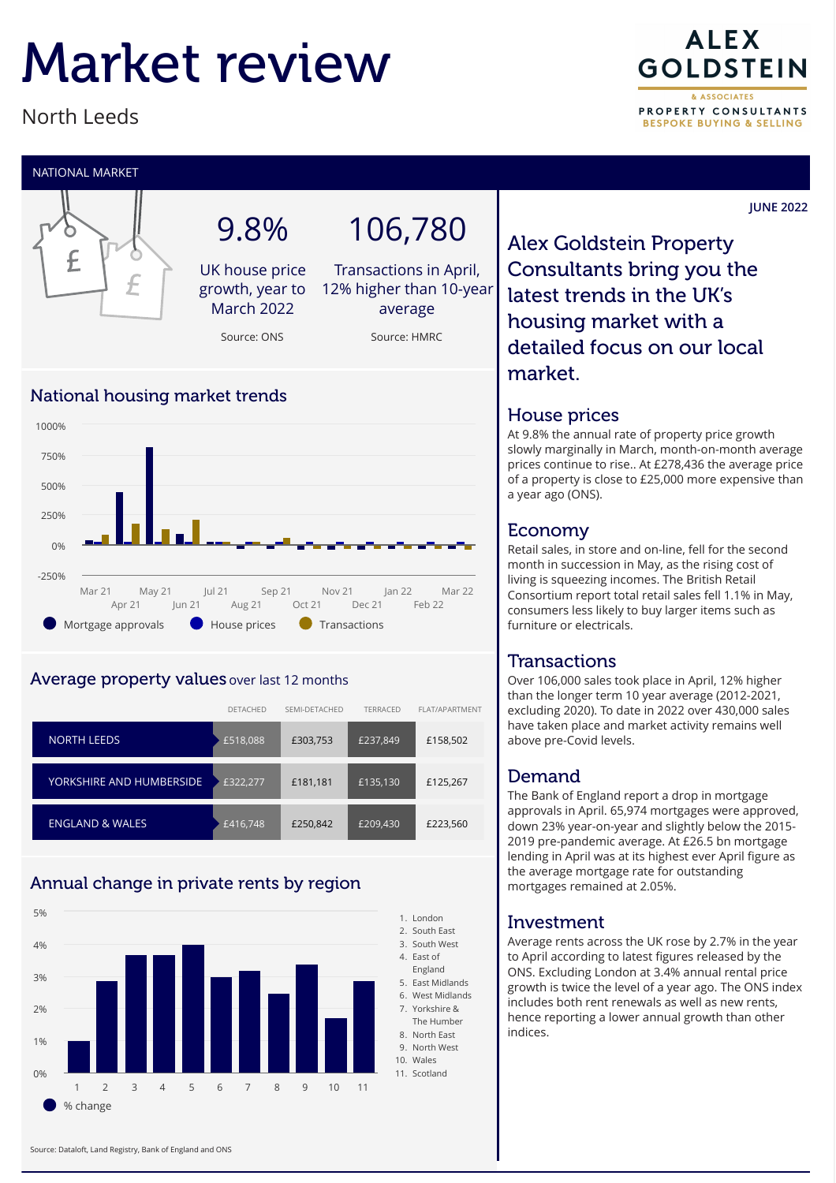# Market review

North Leeds

ALEX GOLDSTEIN & ASSOCIATES
PROPERTY CONSULTANTS
BESPOKE BUYING & SELLING

## NATIONAL MARKET

**9.8%**

UK house price growth, year to March 2022

Source: ONS

**106,780**

Transactions in April, 12% higher than 10-year average

Source: HMRC

### National housing market trends

1000%
750%
500%
250%
0%
-250%

Mar 21, Apr 21, May 21, Jun 21, Jul 21, Aug 21, Sep 21, Oct 21, Nov 21, Dec 21, Jan 22, Feb 22, Mar 22

Mortgage approvals
House prices
Transactions

### Average property values over last 12 months

| | DETACHED | SEMI-DETACHED | TERRACED | FLAT/APARTMENT |
|---|---|---|---|---|
| NORTH LEEDS | £518,088 | £303,753 | £237,849 | £158,502 |
| YORKSHIRE AND HUMBERSIDE | £322,277 | £181,181 | £135,130 | £125,267 |
| ENGLAND & WALES | £416,748 | £250,842 | £209,430 | £223,560 |

### Annual change in private rents by region

5%
4%
3%
2%
1%
0%

1 2 3 4 5 6 7 8 9 10 11

% change

1. London
2. South East
3. South West
4. East of England
5. East Midlands
6. West Midlands
7. Yorkshire & The Humber
8. North East
9. North West
10. Wales
11. Scotland

Source: Dataloft, Land Registry, Bank of England and ONS

**JUNE 2022**

## Alex Goldstein Property Consultants bring you the latest trends in the UK's housing market with a detailed focus on our local market.

### House prices

At 9.8% the annual rate of property price growth slowly marginally in March, month-on-month average prices continue to rise.. At £278,436 the average price of a property is close to £25,000 more expensive than a year ago (ONS).

### Economy

Retail sales, in store and on-line, fell for the second month in succession in May, as the rising cost of living is squeezing incomes. The British Retail Consortium report total retail sales fell 1.1% in May, consumers less likely to buy larger items such as furniture or electricals.

### Transactions

Over 106,000 sales took place in April, 12% higher than the longer term 10 year average (2012-2021, excluding 2020). To date in 2022 over 430,000 sales have taken place and market activity remains well above pre-Covid levels.

### Demand

The Bank of England report a drop in mortgage approvals in April. 65,974 mortgages were approved, down 23% year-on-year and slightly below the 2015-2019 pre-pandemic average. At £26.5 bn mortgage lending in April was at its highest ever April figure as the average mortgage rate for outstanding mortgages remained at 2.05%.

### Investment

Average rents across the UK rose by 2.7% in the year to April according to latest figures released by the ONS. Excluding London at 3.4% annual rental price growth is twice the level of a year ago. The ONS index includes both rent renewals as well as new rents, hence reporting a lower annual growth than other indices.